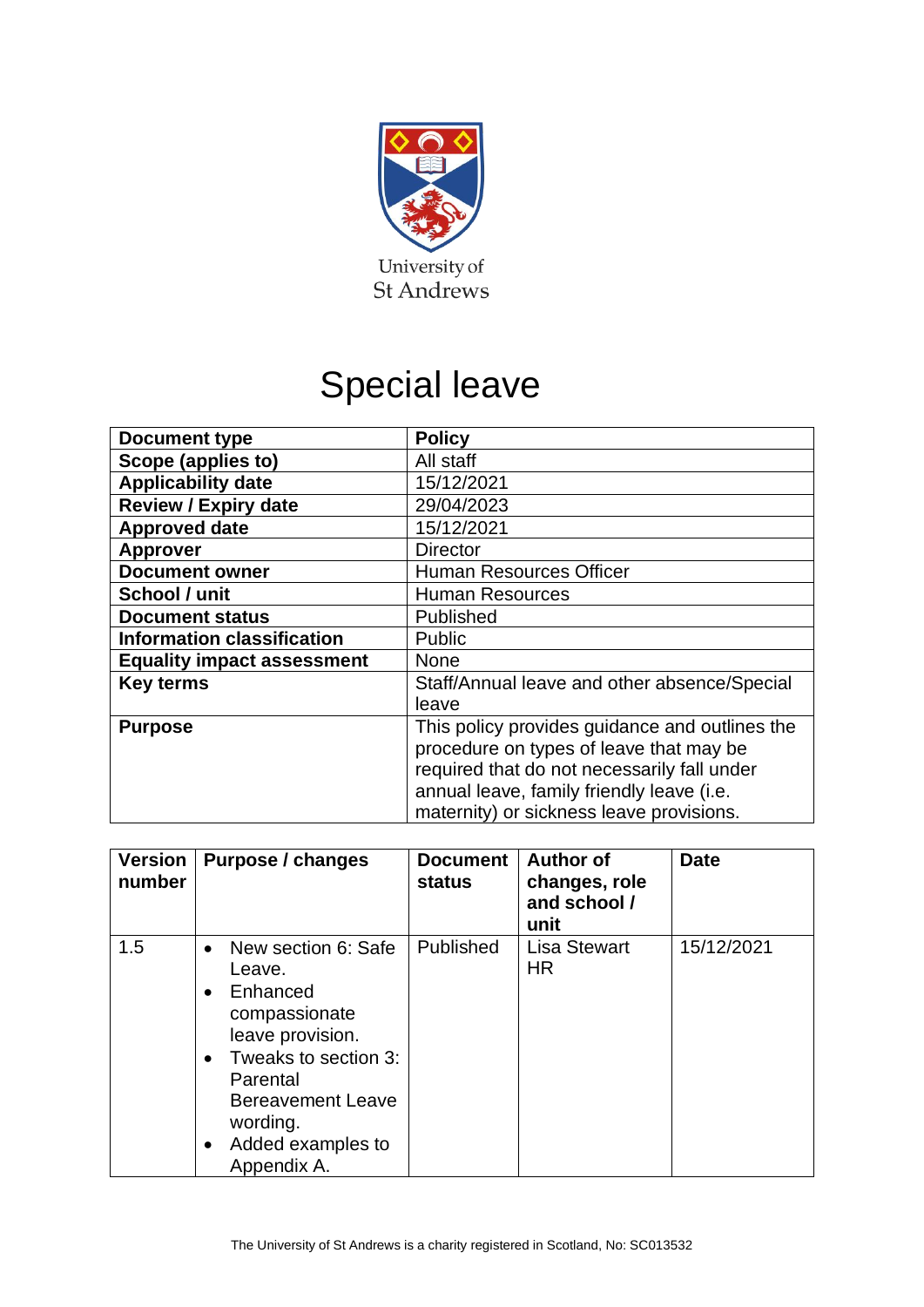University of St Andrews

# Special leave

| Document type | Policy |
|---|---|
| Scope (applies to) | All staff |
| Applicability date | 15/12/2021 |
| Review / Expiry date | 29/04/2023 |
| Approved date | 15/12/2021 |
| Approver | Director |
| Document owner | Human Resources Officer |
| School / unit | Human Resources |
| Document status | Published |
| Information classification | Public |
| Equality impact assessment | None |
| Key terms | Staff/Annual leave and other absence/Special leave |
| Purpose | This policy provides guidance and outlines the procedure on types of leave that may be required that do not necessarily fall under annual leave, family friendly leave (i.e. maternity) or sickness leave provisions. |

| Version number | Purpose / changes | Document status | Author of changes, role and school / unit | Date |
|---|---|---|---|---|
| 1.5 | • New section 6: Safe Leave.<br>• Enhanced compassionate leave provision.<br>• Tweaks to section 3: Parental Bereavement Leave wording.<br>• Added examples to Appendix A. | Published | Lisa Stewart HR | 15/12/2021 |

The University of St Andrews is a charity registered in Scotland, No: SC013532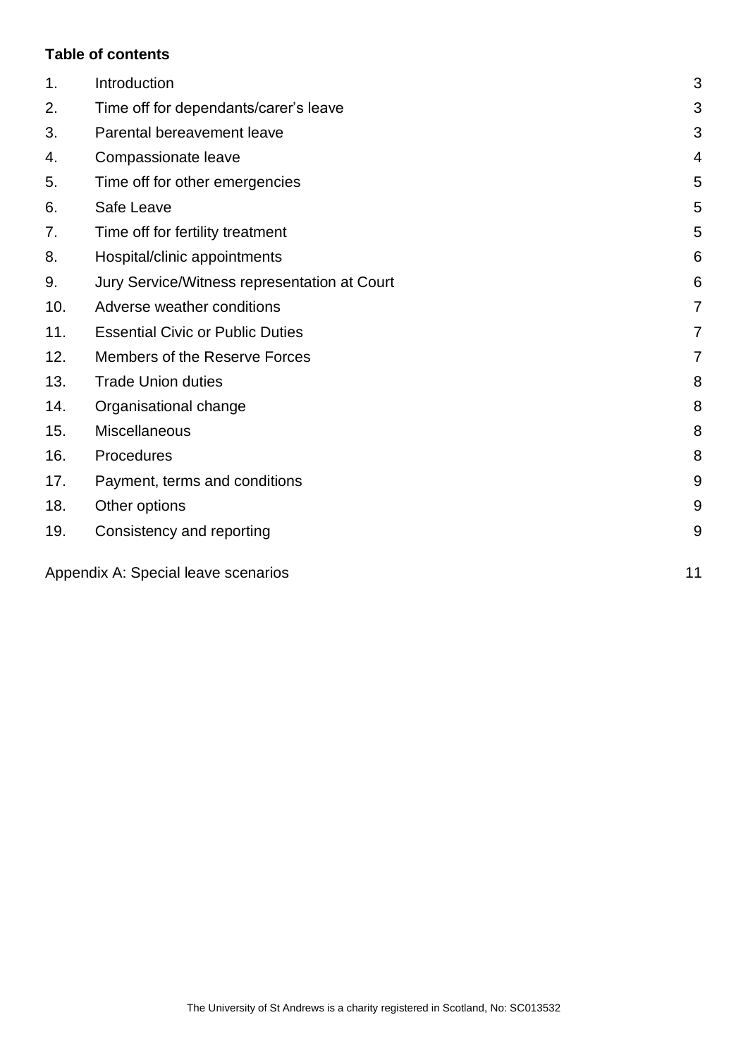**Table of contents**

| | | |
|---|---|---|
| 1. | Introduction | 3 |
| 2. | Time off for dependants/carer's leave | 3 |
| 3. | Parental bereavement leave | 3 |
| 4. | Compassionate leave | 4 |
| 5. | Time off for other emergencies | 5 |
| 6. | Safe Leave | 5 |
| 7. | Time off for fertility treatment | 5 |
| 8. | Hospital/clinic appointments | 6 |
| 9. | Jury Service/Witness representation at Court | 6 |
| 10. | Adverse weather conditions | 7 |
| 11. | Essential Civic or Public Duties | 7 |
| 12. | Members of the Reserve Forces | 7 |
| 13. | Trade Union duties | 8 |
| 14. | Organisational change | 8 |
| 15. | Miscellaneous | 8 |
| 16. | Procedures | 8 |
| 17. | Payment, terms and conditions | 9 |
| 18. | Other options | 9 |
| 19. | Consistency and reporting | 9 |
| Appendix A: Special leave scenarios | | 11 |

The University of St Andrews is a charity registered in Scotland, No: SC013532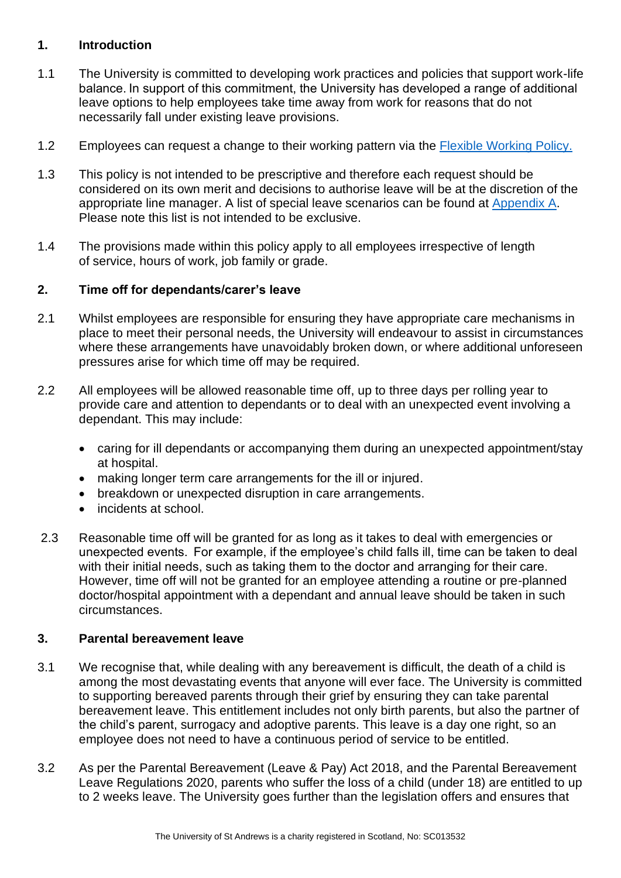## 1. Introduction

1.1 The University is committed to developing work practices and policies that support work-life balance. In support of this commitment, the University has developed a range of additional leave options to help employees take time away from work for reasons that do not necessarily fall under existing leave provisions.

1.2 Employees can request a change to their working pattern via the [Flexible Working Policy.](#)

1.3 This policy is not intended to be prescriptive and therefore each request should be considered on its own merit and decisions to authorise leave will be at the discretion of the appropriate line manager. A list of special leave scenarios can be found at [Appendix A](#). Please note this list is not intended to be exclusive.

1.4 The provisions made within this policy apply to all employees irrespective of length of service, hours of work, job family or grade.

## 2. Time off for dependants/carer's leave

2.1 Whilst employees are responsible for ensuring they have appropriate care mechanisms in place to meet their personal needs, the University will endeavour to assist in circumstances where these arrangements have unavoidably broken down, or where additional unforeseen pressures arise for which time off may be required.

2.2 All employees will be allowed reasonable time off, up to three days per rolling year to provide care and attention to dependants or to deal with an unexpected event involving a dependant. This may include:

- caring for ill dependants or accompanying them during an unexpected appointment/stay at hospital.
- making longer term care arrangements for the ill or injured.
- breakdown or unexpected disruption in care arrangements.
- incidents at school.

2.3 Reasonable time off will be granted for as long as it takes to deal with emergencies or unexpected events. For example, if the employee's child falls ill, time can be taken to deal with their initial needs, such as taking them to the doctor and arranging for their care. However, time off will not be granted for an employee attending a routine or pre-planned doctor/hospital appointment with a dependant and annual leave should be taken in such circumstances.

## 3. Parental bereavement leave

3.1 We recognise that, while dealing with any bereavement is difficult, the death of a child is among the most devastating events that anyone will ever face. The University is committed to supporting bereaved parents through their grief by ensuring they can take parental bereavement leave. This entitlement includes not only birth parents, but also the partner of the child's parent, surrogacy and adoptive parents. This leave is a day one right, so an employee does not need to have a continuous period of service to be entitled.

3.2 As per the Parental Bereavement (Leave & Pay) Act 2018, and the Parental Bereavement Leave Regulations 2020, parents who suffer the loss of a child (under 18) are entitled to up to 2 weeks leave. The University goes further than the legislation offers and ensures that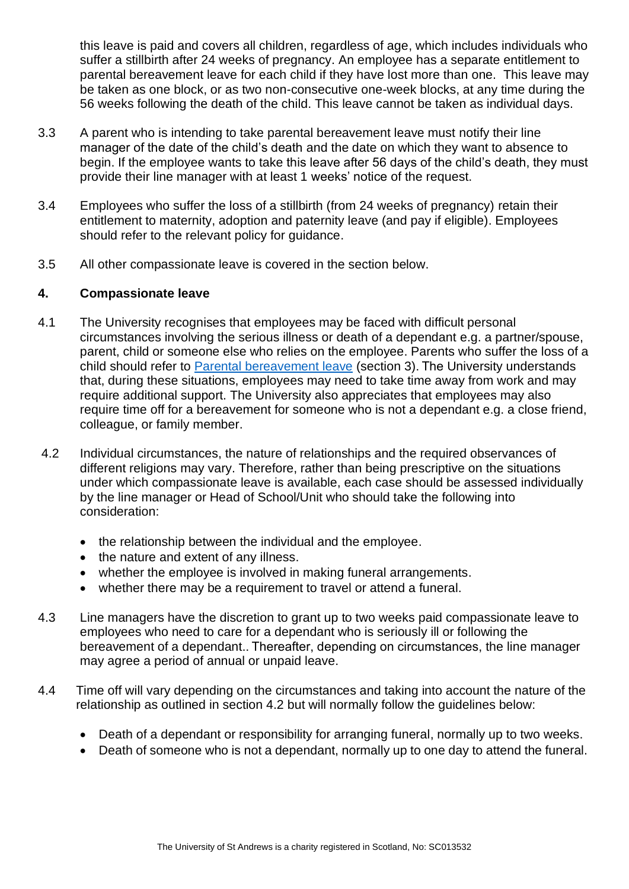this leave is paid and covers all children, regardless of age, which includes individuals who suffer a stillbirth after 24 weeks of pregnancy. An employee has a separate entitlement to parental bereavement leave for each child if they have lost more than one. This leave may be taken as one block, or as two non-consecutive one-week blocks, at any time during the 56 weeks following the death of the child. This leave cannot be taken as individual days.

3.3 A parent who is intending to take parental bereavement leave must notify their line manager of the date of the child's death and the date on which they want to absence to begin. If the employee wants to take this leave after 56 days of the child's death, they must provide their line manager with at least 1 weeks' notice of the request.

3.4 Employees who suffer the loss of a stillbirth (from 24 weeks of pregnancy) retain their entitlement to maternity, adoption and paternity leave (and pay if eligible). Employees should refer to the relevant policy for guidance.

3.5 All other compassionate leave is covered in the section below.

## 4. Compassionate leave

4.1 The University recognises that employees may be faced with difficult personal circumstances involving the serious illness or death of a dependant e.g. a partner/spouse, parent, child or someone else who relies on the employee. Parents who suffer the loss of a child should refer to [Parental bereavement leave] (section 3). The University understands that, during these situations, employees may need to take time away from work and may require additional support. The University also appreciates that employees may also require time off for a bereavement for someone who is not a dependant e.g. a close friend, colleague, or family member.

4.2 Individual circumstances, the nature of relationships and the required observances of different religions may vary. Therefore, rather than being prescriptive on the situations under which compassionate leave is available, each case should be assessed individually by the line manager or Head of School/Unit who should take the following into consideration:

- the relationship between the individual and the employee.
- the nature and extent of any illness.
- whether the employee is involved in making funeral arrangements.
- whether there may be a requirement to travel or attend a funeral.

4.3 Line managers have the discretion to grant up to two weeks paid compassionate leave to employees who need to care for a dependant who is seriously ill or following the bereavement of a dependant.. Thereafter, depending on circumstances, the line manager may agree a period of annual or unpaid leave.

4.4 Time off will vary depending on the circumstances and taking into account the nature of the relationship as outlined in section 4.2 but will normally follow the guidelines below:

- Death of a dependant or responsibility for arranging funeral, normally up to two weeks.
- Death of someone who is not a dependant, normally up to one day to attend the funeral.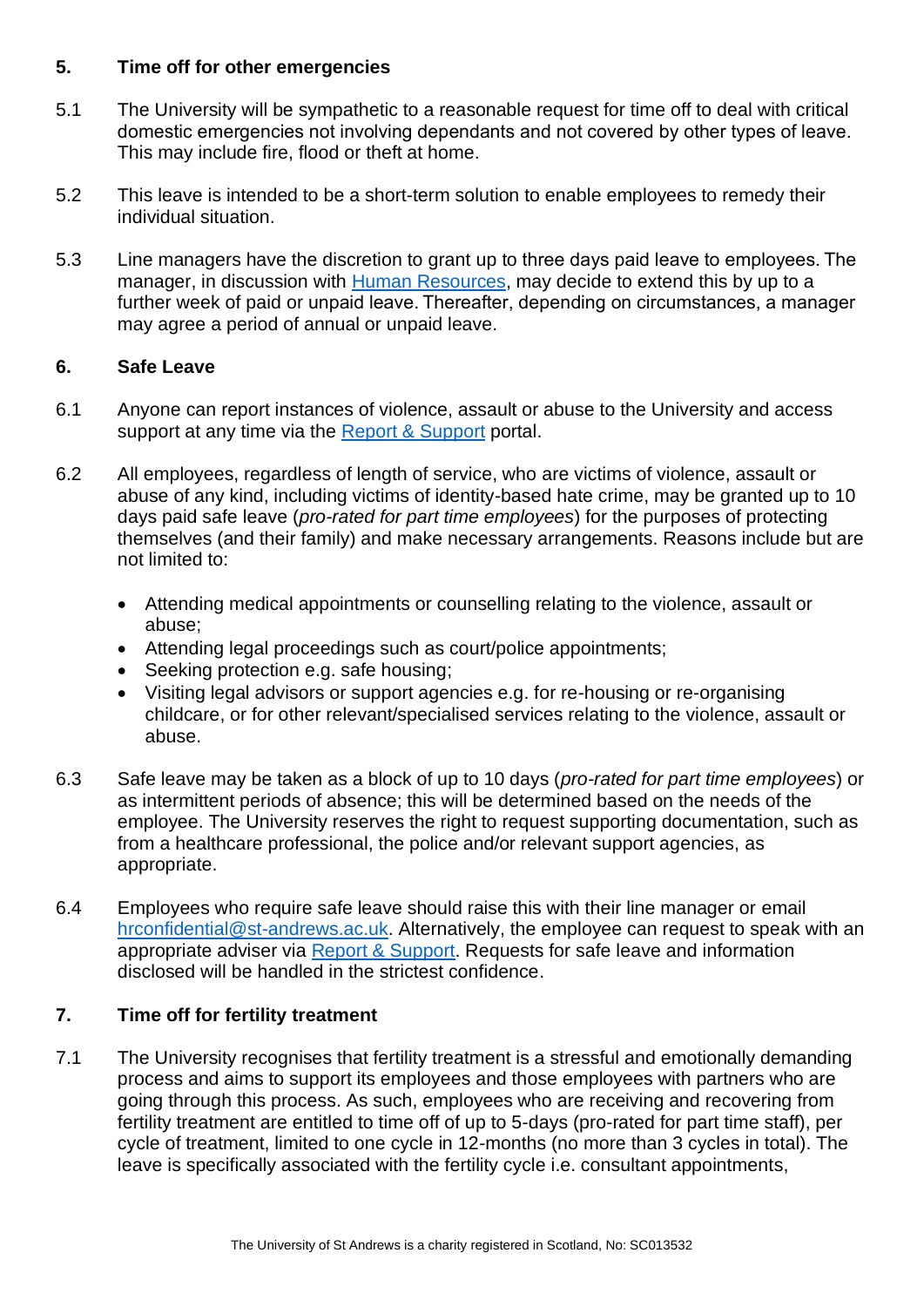## 5. Time off for other emergencies

5.1 The University will be sympathetic to a reasonable request for time off to deal with critical domestic emergencies not involving dependants and not covered by other types of leave. This may include fire, flood or theft at home.

5.2 This leave is intended to be a short-term solution to enable employees to remedy their individual situation.

5.3 Line managers have the discretion to grant up to three days paid leave to employees. The manager, in discussion with [Human Resources](), may decide to extend this by up to a further week of paid or unpaid leave. Thereafter, depending on circumstances, a manager may agree a period of annual or unpaid leave.

## 6. Safe Leave

6.1 Anyone can report instances of violence, assault or abuse to the University and access support at any time via the [Report & Support]() portal.

6.2 All employees, regardless of length of service, who are victims of violence, assault or abuse of any kind, including victims of identity-based hate crime, may be granted up to 10 days paid safe leave (*pro-rated for part time employees*) for the purposes of protecting themselves (and their family) and make necessary arrangements. Reasons include but are not limited to:

- Attending medical appointments or counselling relating to the violence, assault or abuse;
- Attending legal proceedings such as court/police appointments;
- Seeking protection e.g. safe housing;
- Visiting legal advisors or support agencies e.g. for re-housing or re-organising childcare, or for other relevant/specialised services relating to the violence, assault or abuse.

6.3 Safe leave may be taken as a block of up to 10 days (*pro-rated for part time employees*) or as intermittent periods of absence; this will be determined based on the needs of the employee. The University reserves the right to request supporting documentation, such as from a healthcare professional, the police and/or relevant support agencies, as appropriate.

6.4 Employees who require safe leave should raise this with their line manager or email [hrconfidential@st-andrews.ac.uk](mailto:hrconfidential@st-andrews.ac.uk). Alternatively, the employee can request to speak with an appropriate adviser via [Report & Support](). Requests for safe leave and information disclosed will be handled in the strictest confidence.

## 7. Time off for fertility treatment

7.1 The University recognises that fertility treatment is a stressful and emotionally demanding process and aims to support its employees and those employees with partners who are going through this process. As such, employees who are receiving and recovering from fertility treatment are entitled to time off of up to 5-days (pro-rated for part time staff), per cycle of treatment, limited to one cycle in 12-months (no more than 3 cycles in total). The leave is specifically associated with the fertility cycle i.e. consultant appointments,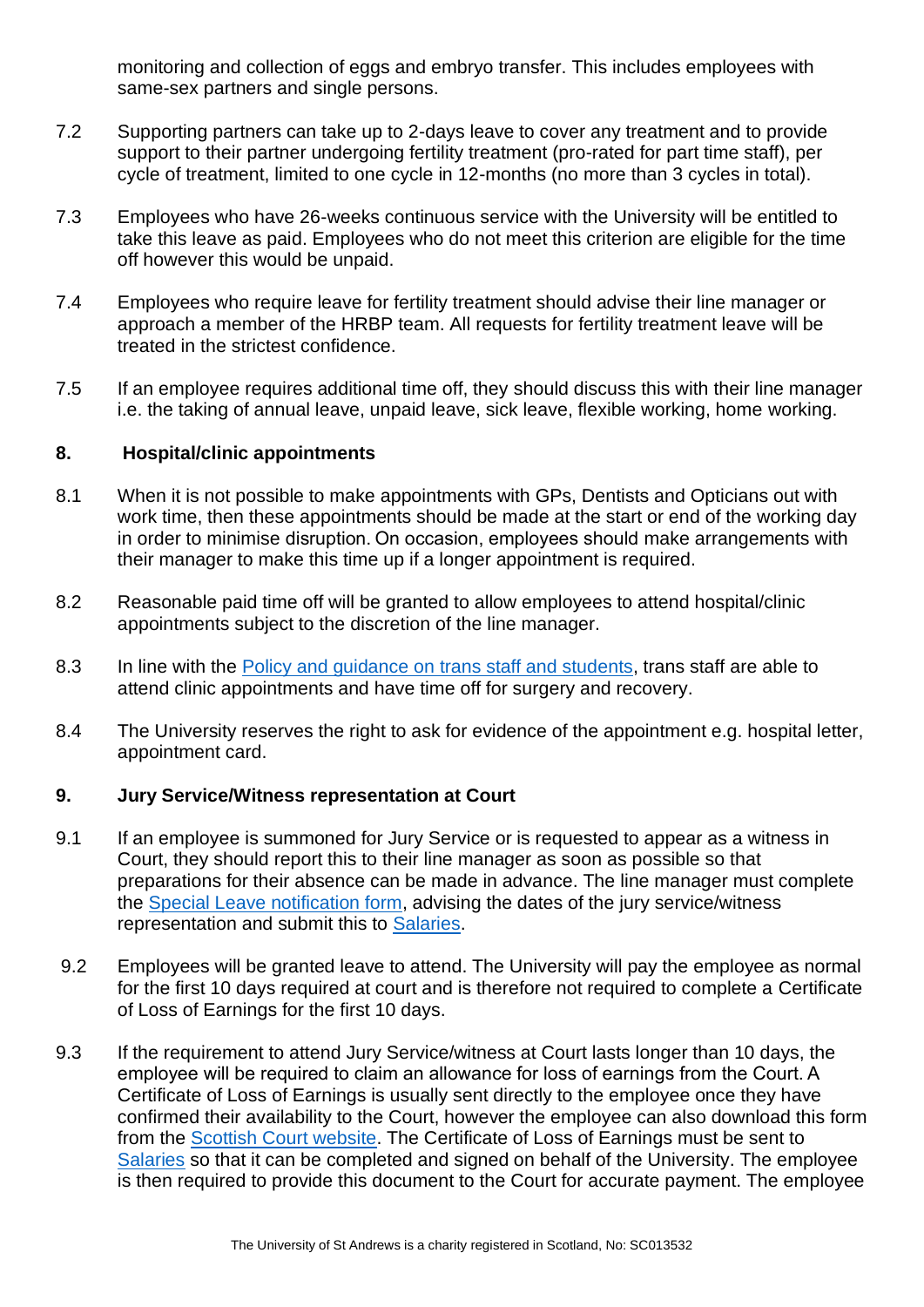monitoring and collection of eggs and embryo transfer. This includes employees with same-sex partners and single persons.

7.2 Supporting partners can take up to 2-days leave to cover any treatment and to provide support to their partner undergoing fertility treatment (pro-rated for part time staff), per cycle of treatment, limited to one cycle in 12-months (no more than 3 cycles in total).

7.3 Employees who have 26-weeks continuous service with the University will be entitled to take this leave as paid. Employees who do not meet this criterion are eligible for the time off however this would be unpaid.

7.4 Employees who require leave for fertility treatment should advise their line manager or approach a member of the HRBP team. All requests for fertility treatment leave will be treated in the strictest confidence.

7.5 If an employee requires additional time off, they should discuss this with their line manager i.e. the taking of annual leave, unpaid leave, sick leave, flexible working, home working.

## 8. Hospital/clinic appointments

8.1 When it is not possible to make appointments with GPs, Dentists and Opticians out with work time, then these appointments should be made at the start or end of the working day in order to minimise disruption. On occasion, employees should make arrangements with their manager to make this time up if a longer appointment is required.

8.2 Reasonable paid time off will be granted to allow employees to attend hospital/clinic appointments subject to the discretion of the line manager.

8.3 In line with the Policy and guidance on trans staff and students, trans staff are able to attend clinic appointments and have time off for surgery and recovery.

8.4 The University reserves the right to ask for evidence of the appointment e.g. hospital letter, appointment card.

## 9. Jury Service/Witness representation at Court

9.1 If an employee is summoned for Jury Service or is requested to appear as a witness in Court, they should report this to their line manager as soon as possible so that preparations for their absence can be made in advance. The line manager must complete the Special Leave notification form, advising the dates of the jury service/witness representation and submit this to Salaries.

9.2 Employees will be granted leave to attend. The University will pay the employee as normal for the first 10 days required at court and is therefore not required to complete a Certificate of Loss of Earnings for the first 10 days.

9.3 If the requirement to attend Jury Service/witness at Court lasts longer than 10 days, the employee will be required to claim an allowance for loss of earnings from the Court. A Certificate of Loss of Earnings is usually sent directly to the employee once they have confirmed their availability to the Court, however the employee can also download this form from the Scottish Court website. The Certificate of Loss of Earnings must be sent to Salaries so that it can be completed and signed on behalf of the University. The employee is then required to provide this document to the Court for accurate payment. The employee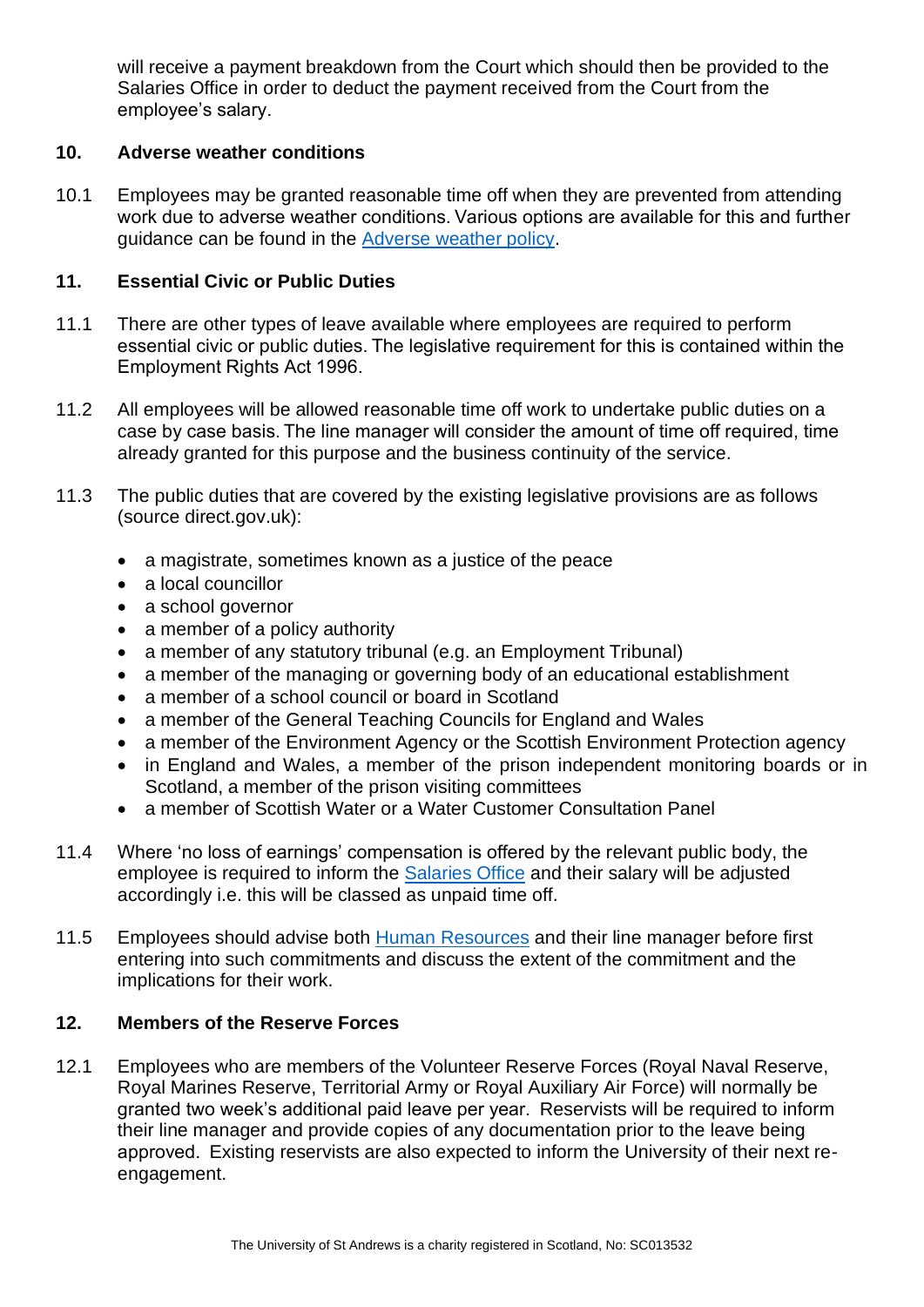will receive a payment breakdown from the Court which should then be provided to the Salaries Office in order to deduct the payment received from the Court from the employee's salary.

## 10. Adverse weather conditions

10.1 Employees may be granted reasonable time off when they are prevented from attending work due to adverse weather conditions. Various options are available for this and further guidance can be found in the [Adverse weather policy](#).

## 11. Essential Civic or Public Duties

11.1 There are other types of leave available where employees are required to perform essential civic or public duties. The legislative requirement for this is contained within the Employment Rights Act 1996.

11.2 All employees will be allowed reasonable time off work to undertake public duties on a case by case basis. The line manager will consider the amount of time off required, time already granted for this purpose and the business continuity of the service.

11.3 The public duties that are covered by the existing legislative provisions are as follows (source direct.gov.uk):

- a magistrate, sometimes known as a justice of the peace
- a local councillor
- a school governor
- a member of a policy authority
- a member of any statutory tribunal (e.g. an Employment Tribunal)
- a member of the managing or governing body of an educational establishment
- a member of a school council or board in Scotland
- a member of the General Teaching Councils for England and Wales
- a member of the Environment Agency or the Scottish Environment Protection agency
- in England and Wales, a member of the prison independent monitoring boards or in Scotland, a member of the prison visiting committees
- a member of Scottish Water or a Water Customer Consultation Panel

11.4 Where 'no loss of earnings' compensation is offered by the relevant public body, the employee is required to inform the [Salaries Office](#) and their salary will be adjusted accordingly i.e. this will be classed as unpaid time off.

11.5 Employees should advise both [Human Resources](#) and their line manager before first entering into such commitments and discuss the extent of the commitment and the implications for their work.

## 12. Members of the Reserve Forces

12.1 Employees who are members of the Volunteer Reserve Forces (Royal Naval Reserve, Royal Marines Reserve, Territorial Army or Royal Auxiliary Air Force) will normally be granted two week's additional paid leave per year. Reservists will be required to inform their line manager and provide copies of any documentation prior to the leave being approved. Existing reservists are also expected to inform the University of their next re-engagement.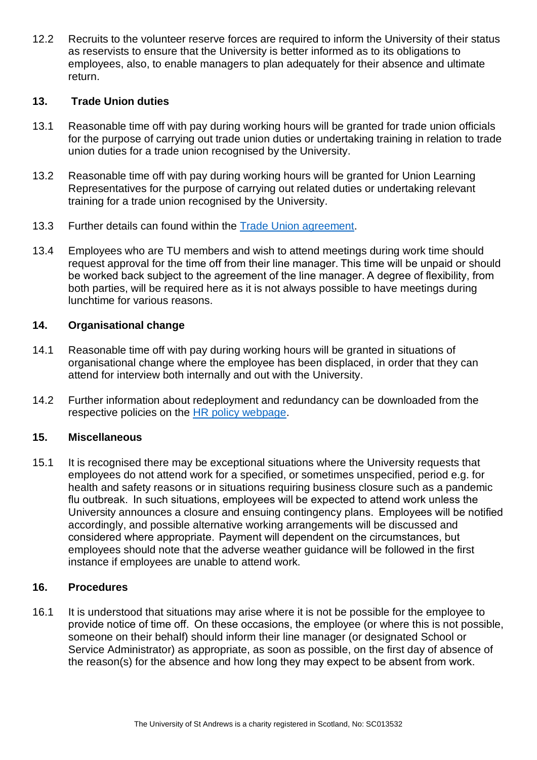12.2 Recruits to the volunteer reserve forces are required to inform the University of their status as reservists to ensure that the University is better informed as to its obligations to employees, also, to enable managers to plan adequately for their absence and ultimate return.

## 13. Trade Union duties

13.1 Reasonable time off with pay during working hours will be granted for trade union officials for the purpose of carrying out trade union duties or undertaking training in relation to trade union duties for a trade union recognised by the University.

13.2 Reasonable time off with pay during working hours will be granted for Union Learning Representatives for the purpose of carrying out related duties or undertaking relevant training for a trade union recognised by the University.

13.3 Further details can found within the [Trade Union agreement](#).

13.4 Employees who are TU members and wish to attend meetings during work time should request approval for the time off from their line manager. This time will be unpaid or should be worked back subject to the agreement of the line manager. A degree of flexibility, from both parties, will be required here as it is not always possible to have meetings during lunchtime for various reasons.

## 14. Organisational change

14.1 Reasonable time off with pay during working hours will be granted in situations of organisational change where the employee has been displaced, in order that they can attend for interview both internally and out with the University.

14.2 Further information about redeployment and redundancy can be downloaded from the respective policies on the [HR policy webpage](#).

## 15. Miscellaneous

15.1 It is recognised there may be exceptional situations where the University requests that employees do not attend work for a specified, or sometimes unspecified, period e.g. for health and safety reasons or in situations requiring business closure such as a pandemic flu outbreak. In such situations, employees will be expected to attend work unless the University announces a closure and ensuing contingency plans. Employees will be notified accordingly, and possible alternative working arrangements will be discussed and considered where appropriate. Payment will dependent on the circumstances, but employees should note that the adverse weather guidance will be followed in the first instance if employees are unable to attend work.

## 16. Procedures

16.1 It is understood that situations may arise where it is not be possible for the employee to provide notice of time off. On these occasions, the employee (or where this is not possible, someone on their behalf) should inform their line manager (or designated School or Service Administrator) as appropriate, as soon as possible, on the first day of absence of the reason(s) for the absence and how long they may expect to be absent from work.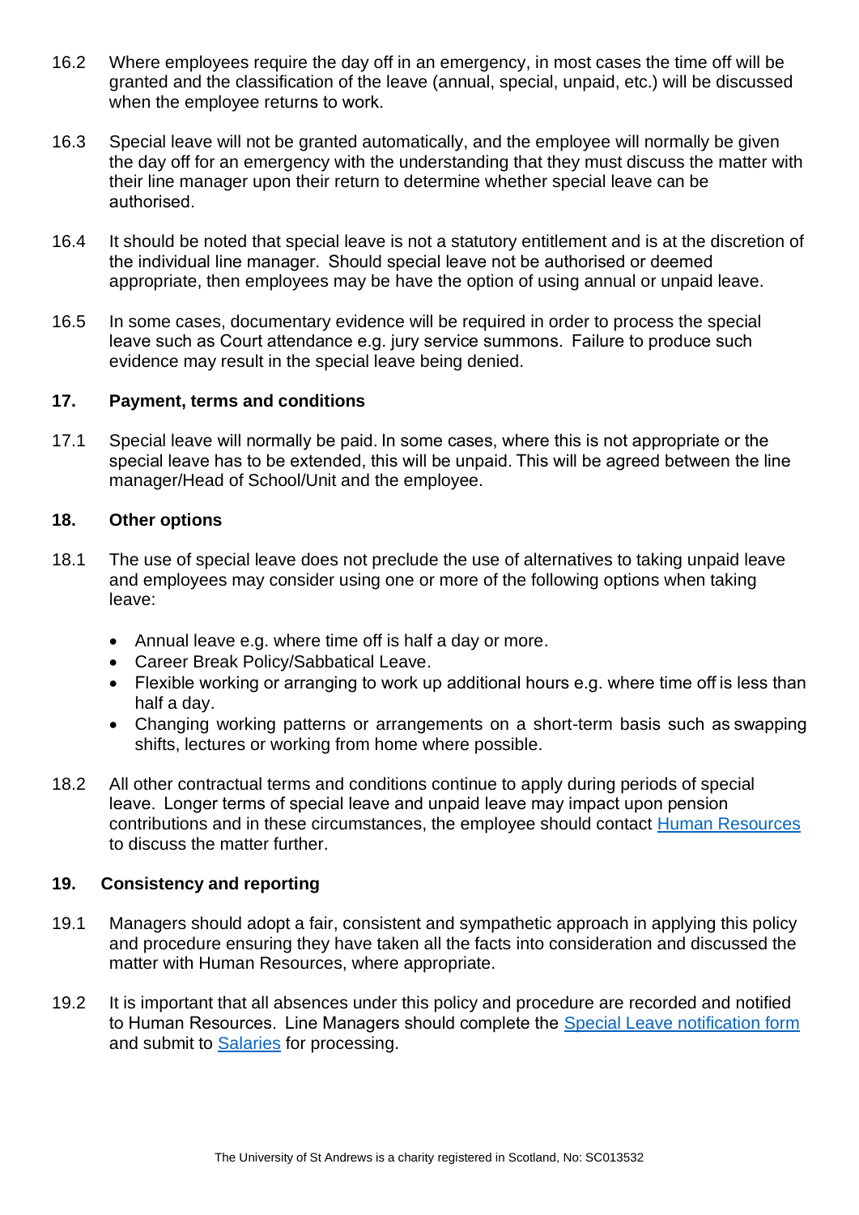16.2 Where employees require the day off in an emergency, in most cases the time off will be granted and the classification of the leave (annual, special, unpaid, etc.) will be discussed when the employee returns to work.

16.3 Special leave will not be granted automatically, and the employee will normally be given the day off for an emergency with the understanding that they must discuss the matter with their line manager upon their return to determine whether special leave can be authorised.

16.4 It should be noted that special leave is not a statutory entitlement and is at the discretion of the individual line manager. Should special leave not be authorised or deemed appropriate, then employees may be have the option of using annual or unpaid leave.

16.5 In some cases, documentary evidence will be required in order to process the special leave such as Court attendance e.g. jury service summons. Failure to produce such evidence may result in the special leave being denied.

### 17. Payment, terms and conditions

17.1 Special leave will normally be paid. In some cases, where this is not appropriate or the special leave has to be extended, this will be unpaid. This will be agreed between the line manager/Head of School/Unit and the employee.

### 18. Other options

18.1 The use of special leave does not preclude the use of alternatives to taking unpaid leave and employees may consider using one or more of the following options when taking leave:

- Annual leave e.g. where time off is half a day or more.
- Career Break Policy/Sabbatical Leave.
- Flexible working or arranging to work up additional hours e.g. where time off is less than half a day.
- Changing working patterns or arrangements on a short-term basis such as swapping shifts, lectures or working from home where possible.

18.2 All other contractual terms and conditions continue to apply during periods of special leave. Longer terms of special leave and unpaid leave may impact upon pension contributions and in these circumstances, the employee should contact Human Resources to discuss the matter further.

### 19. Consistency and reporting

19.1 Managers should adopt a fair, consistent and sympathetic approach in applying this policy and procedure ensuring they have taken all the facts into consideration and discussed the matter with Human Resources, where appropriate.

19.2 It is important that all absences under this policy and procedure are recorded and notified to Human Resources. Line Managers should complete the Special Leave notification form and submit to Salaries for processing.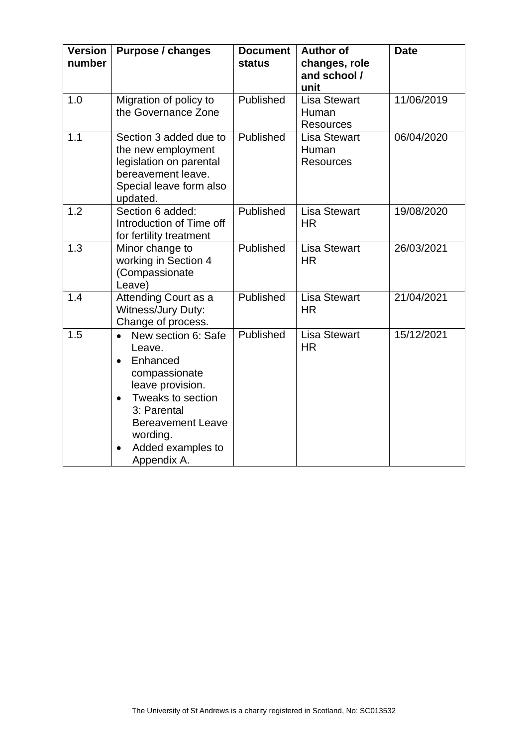| Version number | Purpose / changes | Document status | Author of changes, role and school / unit | Date |
|---|---|---|---|---|
| 1.0 | Migration of policy to the Governance Zone | Published | Lisa Stewart Human Resources | 11/06/2019 |
| 1.1 | Section 3 added due to the new employment legislation on parental bereavement leave. Special leave form also updated. | Published | Lisa Stewart Human Resources | 06/04/2020 |
| 1.2 | Section 6 added: Introduction of Time off for fertility treatment | Published | Lisa Stewart HR | 19/08/2020 |
| 1.3 | Minor change to working in Section 4 (Compassionate Leave) | Published | Lisa Stewart HR | 26/03/2021 |
| 1.4 | Attending Court as a Witness/Jury Duty: Change of process. | Published | Lisa Stewart HR | 21/04/2021 |
| 1.5 | • New section 6: Safe Leave. • Enhanced compassionate leave provision. • Tweaks to section 3: Parental Bereavement Leave wording. • Added examples to Appendix A. | Published | Lisa Stewart HR | 15/12/2021 |

The University of St Andrews is a charity registered in Scotland, No: SC013532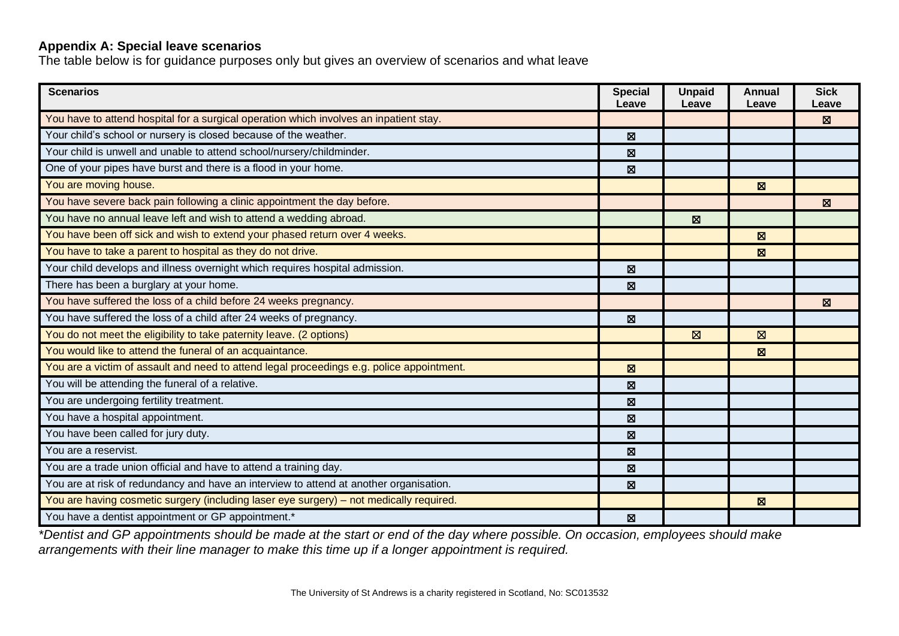**Appendix A: Special leave scenarios**

The table below is for guidance purposes only but gives an overview of scenarios and what leave

| Scenarios | Special Leave | Unpaid Leave | Annual Leave | Sick Leave |
|---|---|---|---|---|
| You have to attend hospital for a surgical operation which involves an inpatient stay. | | | | ☒ |
| Your child's school or nursery is closed because of the weather. | ☒ | | | |
| Your child is unwell and unable to attend school/nursery/childminder. | ☒ | | | |
| One of your pipes have burst and there is a flood in your home. | ☒ | | | |
| You are moving house. | | | ☒ | |
| You have severe back pain following a clinic appointment the day before. | | | | ☒ |
| You have no annual leave left and wish to attend a wedding abroad. | | ☒ | | |
| You have been off sick and wish to extend your phased return over 4 weeks. | | | ☒ | |
| You have to take a parent to hospital as they do not drive. | | | ☒ | |
| Your child develops and illness overnight which requires hospital admission. | ☒ | | | |
| There has been a burglary at your home. | ☒ | | | |
| You have suffered the loss of a child before 24 weeks pregnancy. | | | | ☒ |
| You have suffered the loss of a child after 24 weeks of pregnancy. | ☒ | | | |
| You do not meet the eligibility to take paternity leave. (2 options) | | ☒ | ☒ | |
| You would like to attend the funeral of an acquaintance. | | | ☒ | |
| You are a victim of assault and need to attend legal proceedings e.g. police appointment. | ☒ | | | |
| You will be attending the funeral of a relative. | ☒ | | | |
| You are undergoing fertility treatment. | ☒ | | | |
| You have a hospital appointment. | ☒ | | | |
| You have been called for jury duty. | ☒ | | | |
| You are a reservist. | ☒ | | | |
| You are a trade union official and have to attend a training day. | ☒ | | | |
| You are at risk of redundancy and have an interview to attend at another organisation. | ☒ | | | |
| You are having cosmetic surgery (including laser eye surgery) – not medically required. | | | ☒ | |
| You have a dentist appointment or GP appointment.* | ☒ | | | |

*\*Dentist and GP appointments should be made at the start or end of the day where possible. On occasion, employees should make arrangements with their line manager to make this time up if a longer appointment is required.*

The University of St Andrews is a charity registered in Scotland, No: SC013532